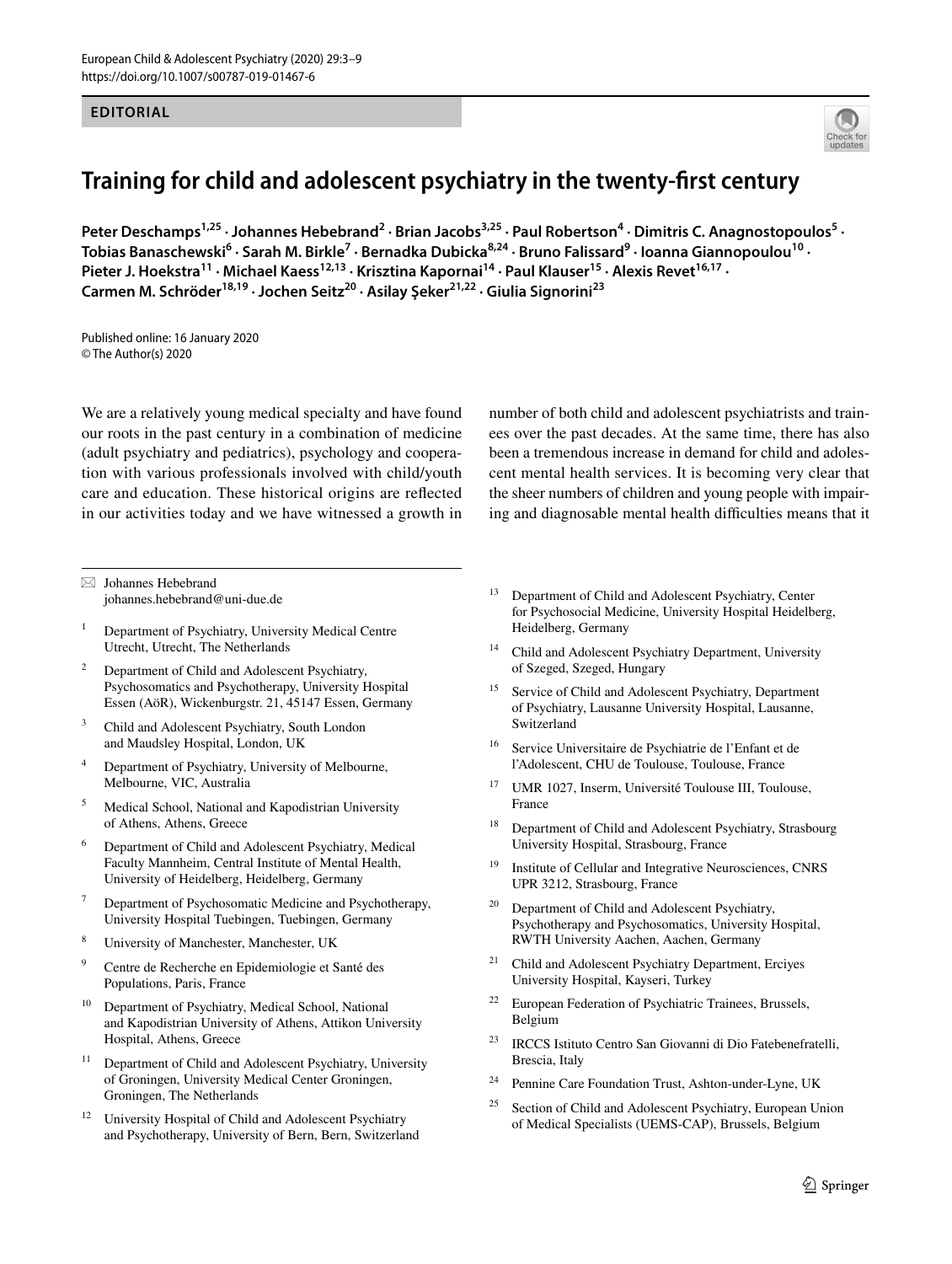EDITORIAL

# Training for child and adolescent psychiatry in the twenty-first century

Peter Deschamps[1,25] · Johannes Hebebrand[2] · Brian Jacobs[3,25] · Paul Robertson[4] · Dimitris C. Anagnostopoulos[5] · Tobias Banaschewski[6] · Sarah M. Birkle[7] · Bernadka Dubicka[8,24] · Bruno Falissard[9] · Ioanna Giannopoulou[10] · Pieter J. Hoekstra[11] · Michael Kaess[12,13] · Krisztina Kapornai[14] · Paul Klauser[15] · Alexis Revet[16,17] · Carmen M. Schröder[18,19] · Jochen Seitz[20] · Asilay Şeker[21,22] · Giulia Signorini[23]

Published online: 16 January 2020
© The Author(s) 2020

We are a relatively young medical specialty and have found our roots in the past century in a combination of medicine (adult psychiatry and pediatrics), psychology and cooperation with various professionals involved with child/youth care and education. These historical origins are reflected in our activities today and we have witnessed a growth in number of both child and adolescent psychiatrists and trainees over the past decades. At the same time, there has also been a tremendous increase in demand for child and adolescent mental health services. It is becoming very clear that the sheer numbers of children and young people with impairing and diagnosable mental health difficulties means that it

✉ Johannes Hebebrand
johannes.hebebrand@uni-due.de

1. Department of Psychiatry, University Medical Centre Utrecht, Utrecht, The Netherlands
2. Department of Child and Adolescent Psychiatry, Psychosomatics and Psychotherapy, University Hospital Essen (AöR), Wickenburgstr. 21, 45147 Essen, Germany
3. Child and Adolescent Psychiatry, South London and Maudsley Hospital, London, UK
4. Department of Psychiatry, University of Melbourne, Melbourne, VIC, Australia
5. Medical School, National and Kapodistrian University of Athens, Athens, Greece
6. Department of Child and Adolescent Psychiatry, Medical Faculty Mannheim, Central Institute of Mental Health, University of Heidelberg, Heidelberg, Germany
7. Department of Psychosomatic Medicine and Psychotherapy, University Hospital Tuebingen, Tuebingen, Germany
8. University of Manchester, Manchester, UK
9. Centre de Recherche en Epidemiologie et Santé des Populations, Paris, France
10. Department of Psychiatry, Medical School, National and Kapodistrian University of Athens, Attikon University Hospital, Athens, Greece
11. Department of Child and Adolescent Psychiatry, University of Groningen, University Medical Center Groningen, Groningen, The Netherlands
12. University Hospital of Child and Adolescent Psychiatry and Psychotherapy, University of Bern, Bern, Switzerland
13. Department of Child and Adolescent Psychiatry, Center for Psychosocial Medicine, University Hospital Heidelberg, Heidelberg, Germany
14. Child and Adolescent Psychiatry Department, University of Szeged, Szeged, Hungary
15. Service of Child and Adolescent Psychiatry, Department of Psychiatry, Lausanne University Hospital, Lausanne, Switzerland
16. Service Universitaire de Psychiatrie de l'Enfant et de l'Adolescent, CHU de Toulouse, Toulouse, France
17. UMR 1027, Inserm, Université Toulouse III, Toulouse, France
18. Department of Child and Adolescent Psychiatry, Strasbourg University Hospital, Strasbourg, France
19. Institute of Cellular and Integrative Neurosciences, CNRS UPR 3212, Strasbourg, France
20. Department of Child and Adolescent Psychiatry, Psychotherapy and Psychosomatics, University Hospital, RWTH University Aachen, Aachen, Germany
21. Child and Adolescent Psychiatry Department, Erciyes University Hospital, Kayseri, Turkey
22. European Federation of Psychiatric Trainees, Brussels, Belgium
23. IRCCS Istituto Centro San Giovanni di Dio Fatebenefratelli, Brescia, Italy
24. Pennine Care Foundation Trust, Ashton-under-Lyne, UK
25. Section of Child and Adolescent Psychiatry, European Union of Medical Specialists (UEMS-CAP), Brussels, Belgium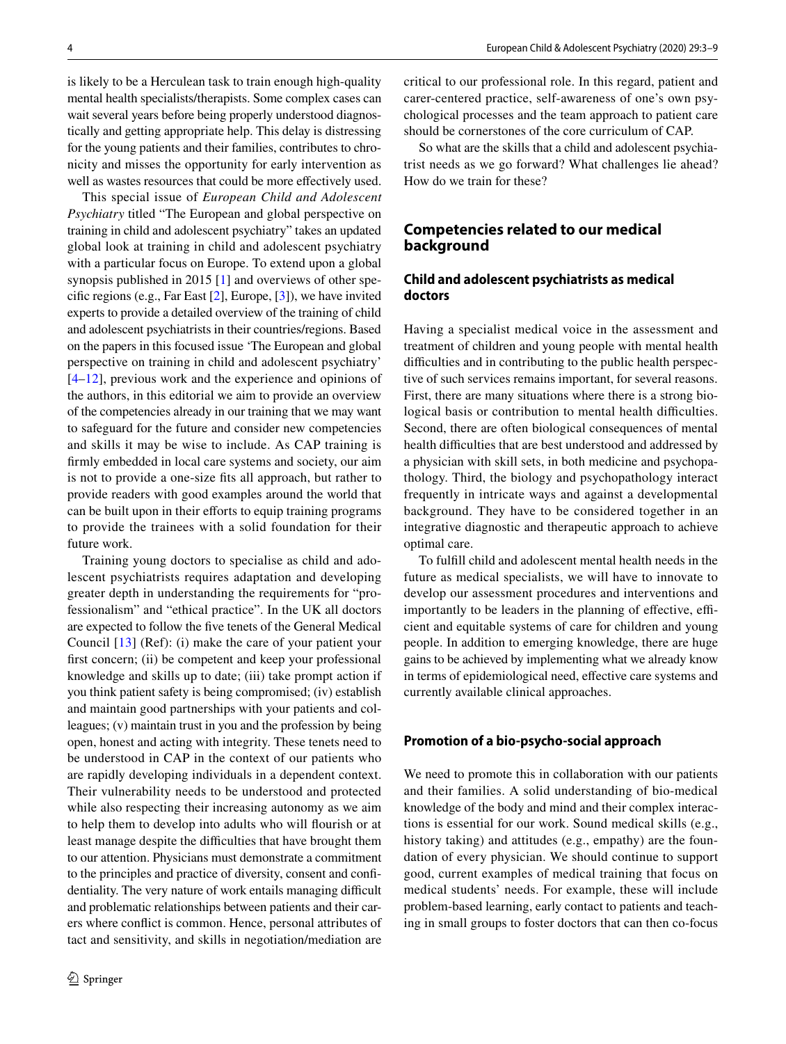is likely to be a Herculean task to train enough high-quality mental health specialists/therapists. Some complex cases can wait several years before being properly understood diagnostically and getting appropriate help. This delay is distressing for the young patients and their families, contributes to chronicity and misses the opportunity for early intervention as well as wastes resources that could be more effectively used.

This special issue of *European Child and Adolescent Psychiatry* titled "The European and global perspective on training in child and adolescent psychiatry" takes an updated global look at training in child and adolescent psychiatry with a particular focus on Europe. To extend upon a global synopsis published in 2015 [1] and overviews of other specific regions (e.g., Far East [2], Europe, [3]), we have invited experts to provide a detailed overview of the training of child and adolescent psychiatrists in their countries/regions. Based on the papers in this focused issue 'The European and global perspective on training in child and adolescent psychiatry' [4–12], previous work and the experience and opinions of the authors, in this editorial we aim to provide an overview of the competencies already in our training that we may want to safeguard for the future and consider new competencies and skills it may be wise to include. As CAP training is firmly embedded in local care systems and society, our aim is not to provide a one-size fits all approach, but rather to provide readers with good examples around the world that can be built upon in their efforts to equip training programs to provide the trainees with a solid foundation for their future work.

Training young doctors to specialise as child and adolescent psychiatrists requires adaptation and developing greater depth in understanding the requirements for "professionalism" and "ethical practice". In the UK all doctors are expected to follow the five tenets of the General Medical Council [13] (Ref): (i) make the care of your patient your first concern; (ii) be competent and keep your professional knowledge and skills up to date; (iii) take prompt action if you think patient safety is being compromised; (iv) establish and maintain good partnerships with your patients and colleagues; (v) maintain trust in you and the profession by being open, honest and acting with integrity. These tenets need to be understood in CAP in the context of our patients who are rapidly developing individuals in a dependent context. Their vulnerability needs to be understood and protected while also respecting their increasing autonomy as we aim to help them to develop into adults who will flourish or at least manage despite the difficulties that have brought them to our attention. Physicians must demonstrate a commitment to the principles and practice of diversity, consent and confidentiality. The very nature of work entails managing difficult and problematic relationships between patients and their carers where conflict is common. Hence, personal attributes of tact and sensitivity, and skills in negotiation/mediation are critical to our professional role. In this regard, patient and carer-centered practice, self-awareness of one's own psychological processes and the team approach to patient care should be cornerstones of the core curriculum of CAP.

So what are the skills that a child and adolescent psychiatrist needs as we go forward? What challenges lie ahead? How do we train for these?

## Competencies related to our medical background

### Child and adolescent psychiatrists as medical doctors

Having a specialist medical voice in the assessment and treatment of children and young people with mental health difficulties and in contributing to the public health perspective of such services remains important, for several reasons. First, there are many situations where there is a strong biological basis or contribution to mental health difficulties. Second, there are often biological consequences of mental health difficulties that are best understood and addressed by a physician with skill sets, in both medicine and psychopathology. Third, the biology and psychopathology interact frequently in intricate ways and against a developmental background. They have to be considered together in an integrative diagnostic and therapeutic approach to achieve optimal care.

To fulfill child and adolescent mental health needs in the future as medical specialists, we will have to innovate to develop our assessment procedures and interventions and importantly to be leaders in the planning of effective, efficient and equitable systems of care for children and young people. In addition to emerging knowledge, there are huge gains to be achieved by implementing what we already know in terms of epidemiological need, effective care systems and currently available clinical approaches.

### Promotion of a bio-psycho-social approach

We need to promote this in collaboration with our patients and their families. A solid understanding of bio-medical knowledge of the body and mind and their complex interactions is essential for our work. Sound medical skills (e.g., history taking) and attitudes (e.g., empathy) are the foundation of every physician. We should continue to support good, current examples of medical training that focus on medical students' needs. For example, these will include problem-based learning, early contact to patients and teaching in small groups to foster doctors that can then co-focus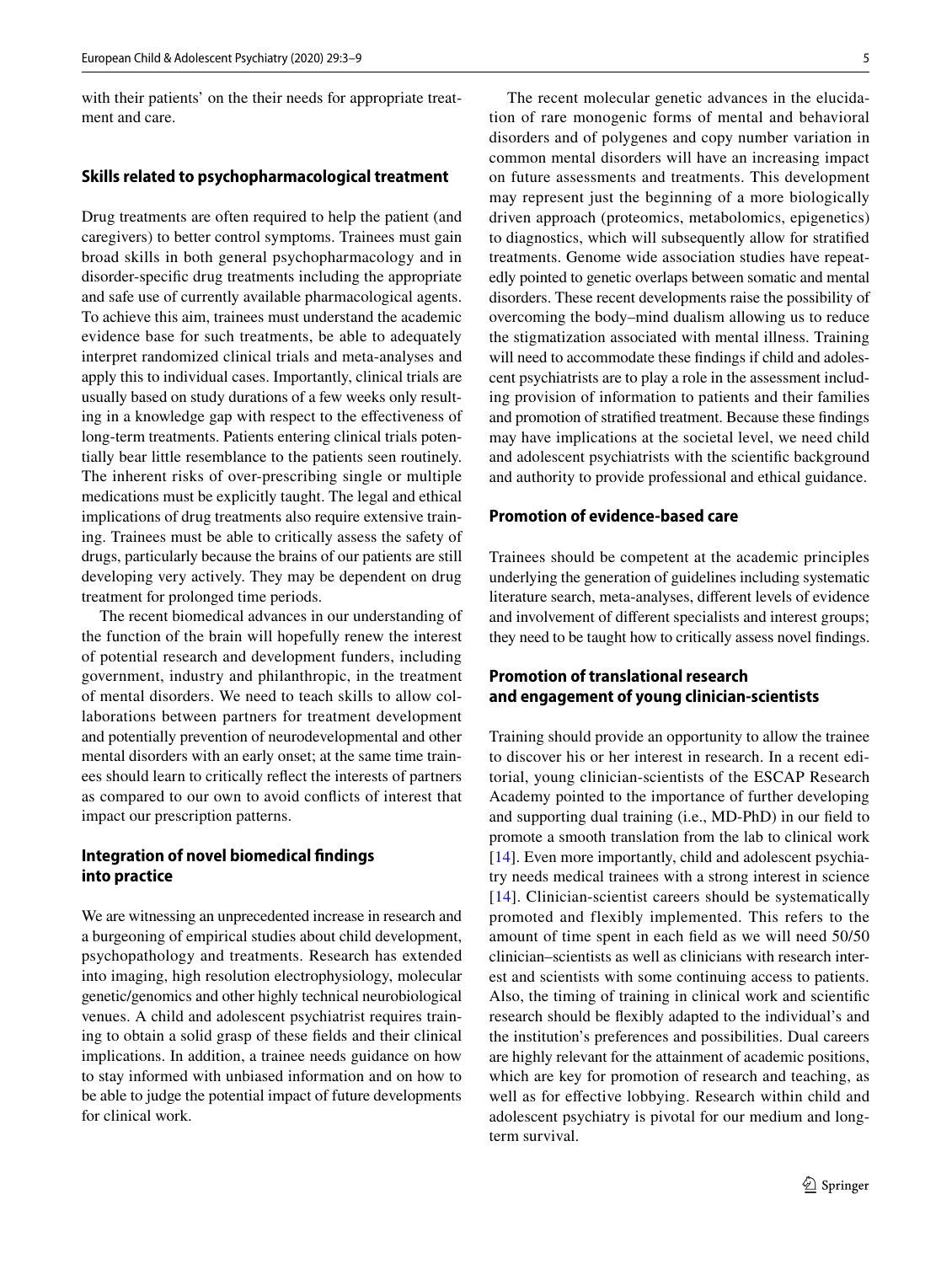with their patients' on the their needs for appropriate treatment and care.

## Skills related to psychopharmacological treatment

Drug treatments are often required to help the patient (and caregivers) to better control symptoms. Trainees must gain broad skills in both general psychopharmacology and in disorder-specific drug treatments including the appropriate and safe use of currently available pharmacological agents. To achieve this aim, trainees must understand the academic evidence base for such treatments, be able to adequately interpret randomized clinical trials and meta-analyses and apply this to individual cases. Importantly, clinical trials are usually based on study durations of a few weeks only resulting in a knowledge gap with respect to the effectiveness of long-term treatments. Patients entering clinical trials potentially bear little resemblance to the patients seen routinely. The inherent risks of over-prescribing single or multiple medications must be explicitly taught. The legal and ethical implications of drug treatments also require extensive training. Trainees must be able to critically assess the safety of drugs, particularly because the brains of our patients are still developing very actively. They may be dependent on drug treatment for prolonged time periods.

The recent biomedical advances in our understanding of the function of the brain will hopefully renew the interest of potential research and development funders, including government, industry and philanthropic, in the treatment of mental disorders. We need to teach skills to allow collaborations between partners for treatment development and potentially prevention of neurodevelopmental and other mental disorders with an early onset; at the same time trainees should learn to critically reflect the interests of partners as compared to our own to avoid conflicts of interest that impact our prescription patterns.

## Integration of novel biomedical findings into practice

We are witnessing an unprecedented increase in research and a burgeoning of empirical studies about child development, psychopathology and treatments. Research has extended into imaging, high resolution electrophysiology, molecular genetic/genomics and other highly technical neurobiological venues. A child and adolescent psychiatrist requires training to obtain a solid grasp of these fields and their clinical implications. In addition, a trainee needs guidance on how to stay informed with unbiased information and on how to be able to judge the potential impact of future developments for clinical work.

The recent molecular genetic advances in the elucidation of rare monogenic forms of mental and behavioral disorders and of polygenes and copy number variation in common mental disorders will have an increasing impact on future assessments and treatments. This development may represent just the beginning of a more biologically driven approach (proteomics, metabolomics, epigenetics) to diagnostics, which will subsequently allow for stratified treatments. Genome wide association studies have repeatedly pointed to genetic overlaps between somatic and mental disorders. These recent developments raise the possibility of overcoming the body–mind dualism allowing us to reduce the stigmatization associated with mental illness. Training will need to accommodate these findings if child and adolescent psychiatrists are to play a role in the assessment including provision of information to patients and their families and promotion of stratified treatment. Because these findings may have implications at the societal level, we need child and adolescent psychiatrists with the scientific background and authority to provide professional and ethical guidance.

## Promotion of evidence-based care

Trainees should be competent at the academic principles underlying the generation of guidelines including systematic literature search, meta-analyses, different levels of evidence and involvement of different specialists and interest groups; they need to be taught how to critically assess novel findings.

## Promotion of translational research and engagement of young clinician-scientists

Training should provide an opportunity to allow the trainee to discover his or her interest in research. In a recent editorial, young clinician-scientists of the ESCAP Research Academy pointed to the importance of further developing and supporting dual training (i.e., MD-PhD) in our field to promote a smooth translation from the lab to clinical work [14]. Even more importantly, child and adolescent psychiatry needs medical trainees with a strong interest in science [14]. Clinician-scientist careers should be systematically promoted and flexibly implemented. This refers to the amount of time spent in each field as we will need 50/50 clinician–scientists as well as clinicians with research interest and scientists with some continuing access to patients. Also, the timing of training in clinical work and scientific research should be flexibly adapted to the individual's and the institution's preferences and possibilities. Dual careers are highly relevant for the attainment of academic positions, which are key for promotion of research and teaching, as well as for effective lobbying. Research within child and adolescent psychiatry is pivotal for our medium and long-term survival.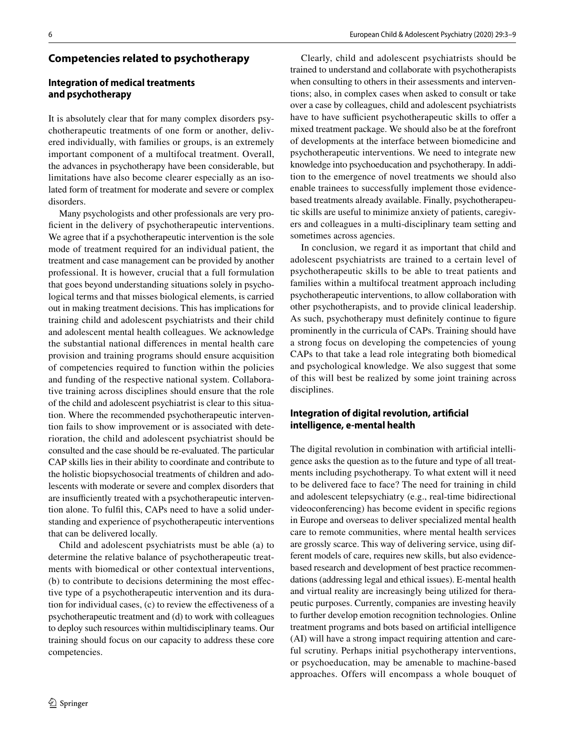## Competencies related to psychotherapy

### Integration of medical treatments and psychotherapy

It is absolutely clear that for many complex disorders psychotherapeutic treatments of one form or another, delivered individually, with families or groups, is an extremely important component of a multifocal treatment. Overall, the advances in psychotherapy have been considerable, but limitations have also become clearer especially as an isolated form of treatment for moderate and severe or complex disorders.

Many psychologists and other professionals are very proficient in the delivery of psychotherapeutic interventions. We agree that if a psychotherapeutic intervention is the sole mode of treatment required for an individual patient, the treatment and case management can be provided by another professional. It is however, crucial that a full formulation that goes beyond understanding situations solely in psychological terms and that misses biological elements, is carried out in making treatment decisions. This has implications for training child and adolescent psychiatrists and their child and adolescent mental health colleagues. We acknowledge the substantial national differences in mental health care provision and training programs should ensure acquisition of competencies required to function within the policies and funding of the respective national system. Collaborative training across disciplines should ensure that the role of the child and adolescent psychiatrist is clear to this situation. Where the recommended psychotherapeutic intervention fails to show improvement or is associated with deterioration, the child and adolescent psychiatrist should be consulted and the case should be re-evaluated. The particular CAP skills lies in their ability to coordinate and contribute to the holistic biopsychosocial treatments of children and adolescents with moderate or severe and complex disorders that are insufficiently treated with a psychotherapeutic intervention alone. To fulfil this, CAPs need to have a solid understanding and experience of psychotherapeutic interventions that can be delivered locally.

Child and adolescent psychiatrists must be able (a) to determine the relative balance of psychotherapeutic treatments with biomedical or other contextual interventions, (b) to contribute to decisions determining the most effective type of a psychotherapeutic intervention and its duration for individual cases, (c) to review the effectiveness of a psychotherapeutic treatment and (d) to work with colleagues to deploy such resources within multidisciplinary teams. Our training should focus on our capacity to address these core competencies.

Clearly, child and adolescent psychiatrists should be trained to understand and collaborate with psychotherapists when consulting to others in their assessments and interventions; also, in complex cases when asked to consult or take over a case by colleagues, child and adolescent psychiatrists have to have sufficient psychotherapeutic skills to offer a mixed treatment package. We should also be at the forefront of developments at the interface between biomedicine and psychotherapeutic interventions. We need to integrate new knowledge into psychoeducation and psychotherapy. In addition to the emergence of novel treatments we should also enable trainees to successfully implement those evidence-based treatments already available. Finally, psychotherapeutic skills are useful to minimize anxiety of patients, caregivers and colleagues in a multi-disciplinary team setting and sometimes across agencies.

In conclusion, we regard it as important that child and adolescent psychiatrists are trained to a certain level of psychotherapeutic skills to be able to treat patients and families within a multifocal treatment approach including psychotherapeutic interventions, to allow collaboration with other psychotherapists, and to provide clinical leadership. As such, psychotherapy must definitely continue to figure prominently in the curricula of CAPs. Training should have a strong focus on developing the competencies of young CAPs to that take a lead role integrating both biomedical and psychological knowledge. We also suggest that some of this will best be realized by some joint training across disciplines.

### Integration of digital revolution, artificial intelligence, e-mental health

The digital revolution in combination with artificial intelligence asks the question as to the future and type of all treatments including psychotherapy. To what extent will it need to be delivered face to face? The need for training in child and adolescent telepsychiatry (e.g., real-time bidirectional videoconferencing) has become evident in specific regions in Europe and overseas to deliver specialized mental health care to remote communities, where mental health services are grossly scarce. This way of delivering service, using different models of care, requires new skills, but also evidence-based research and development of best practice recommendations (addressing legal and ethical issues). E-mental health and virtual reality are increasingly being utilized for therapeutic purposes. Currently, companies are investing heavily to further develop emotion recognition technologies. Online treatment programs and bots based on artificial intelligence (AI) will have a strong impact requiring attention and careful scrutiny. Perhaps initial psychotherapy interventions, or psychoeducation, may be amenable to machine-based approaches. Offers will encompass a whole bouquet of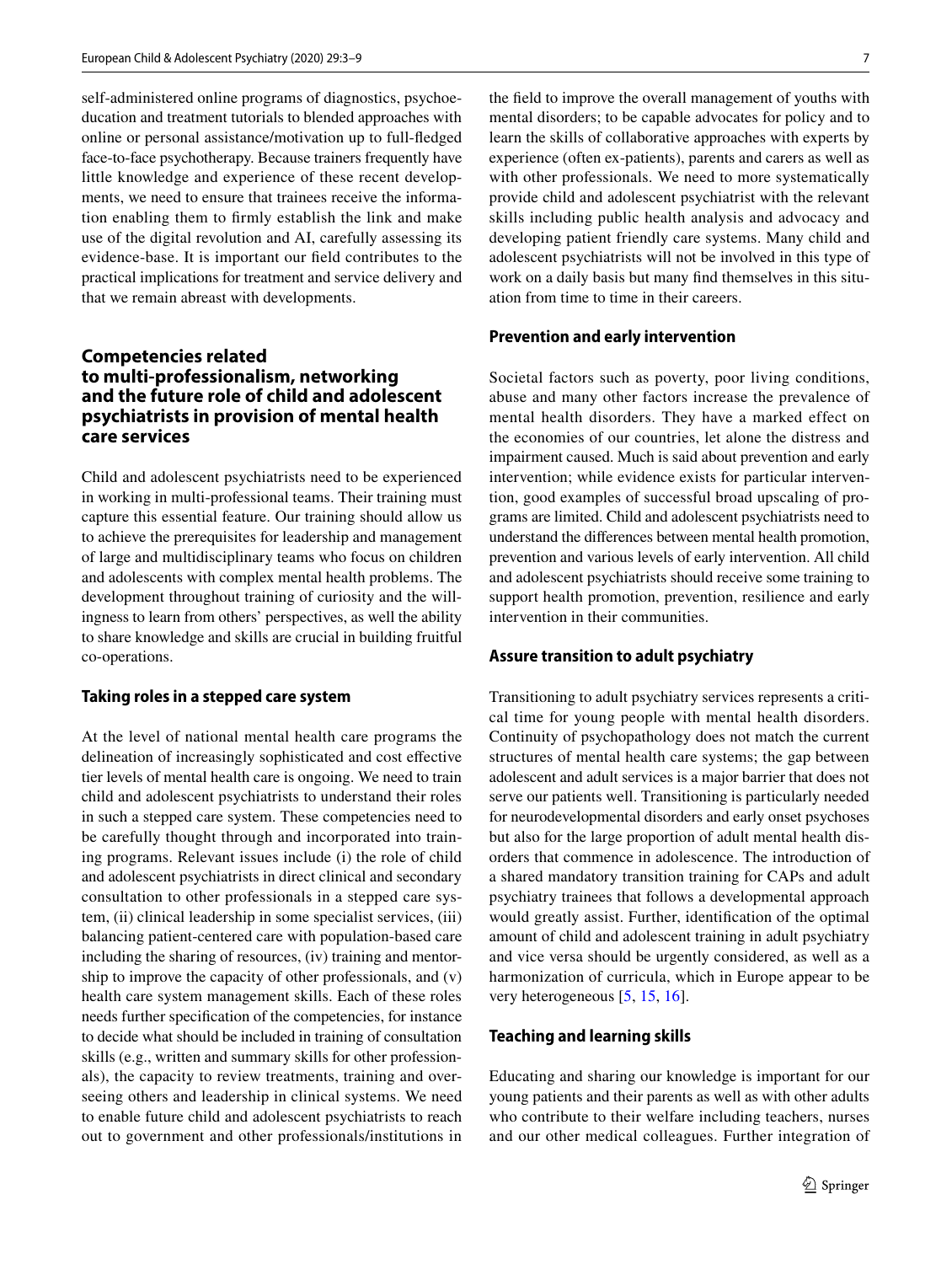self-administered online programs of diagnostics, psychoeducation and treatment tutorials to blended approaches with online or personal assistance/motivation up to full-fledged face-to-face psychotherapy. Because trainers frequently have little knowledge and experience of these recent developments, we need to ensure that trainees receive the information enabling them to firmly establish the link and make use of the digital revolution and AI, carefully assessing its evidence-base. It is important our field contributes to the practical implications for treatment and service delivery and that we remain abreast with developments.

## Competencies related to multi-professionalism, networking and the future role of child and adolescent psychiatrists in provision of mental health care services

Child and adolescent psychiatrists need to be experienced in working in multi-professional teams. Their training must capture this essential feature. Our training should allow us to achieve the prerequisites for leadership and management of large and multidisciplinary teams who focus on children and adolescents with complex mental health problems. The development throughout training of curiosity and the willingness to learn from others' perspectives, as well the ability to share knowledge and skills are crucial in building fruitful co-operations.

### Taking roles in a stepped care system

At the level of national mental health care programs the delineation of increasingly sophisticated and cost effective tier levels of mental health care is ongoing. We need to train child and adolescent psychiatrists to understand their roles in such a stepped care system. These competencies need to be carefully thought through and incorporated into training programs. Relevant issues include (i) the role of child and adolescent psychiatrists in direct clinical and secondary consultation to other professionals in a stepped care system, (ii) clinical leadership in some specialist services, (iii) balancing patient-centered care with population-based care including the sharing of resources, (iv) training and mentorship to improve the capacity of other professionals, and (v) health care system management skills. Each of these roles needs further specification of the competencies, for instance to decide what should be included in training of consultation skills (e.g., written and summary skills for other professionals), the capacity to review treatments, training and overseeing others and leadership in clinical systems. We need to enable future child and adolescent psychiatrists to reach out to government and other professionals/institutions in the field to improve the overall management of youths with mental disorders; to be capable advocates for policy and to learn the skills of collaborative approaches with experts by experience (often ex-patients), parents and carers as well as with other professionals. We need to more systematically provide child and adolescent psychiatrist with the relevant skills including public health analysis and advocacy and developing patient friendly care systems. Many child and adolescent psychiatrists will not be involved in this type of work on a daily basis but many find themselves in this situation from time to time in their careers.

### Prevention and early intervention

Societal factors such as poverty, poor living conditions, abuse and many other factors increase the prevalence of mental health disorders. They have a marked effect on the economies of our countries, let alone the distress and impairment caused. Much is said about prevention and early intervention; while evidence exists for particular intervention, good examples of successful broad upscaling of programs are limited. Child and adolescent psychiatrists need to understand the differences between mental health promotion, prevention and various levels of early intervention. All child and adolescent psychiatrists should receive some training to support health promotion, prevention, resilience and early intervention in their communities.

### Assure transition to adult psychiatry

Transitioning to adult psychiatry services represents a critical time for young people with mental health disorders. Continuity of psychopathology does not match the current structures of mental health care systems; the gap between adolescent and adult services is a major barrier that does not serve our patients well. Transitioning is particularly needed for neurodevelopmental disorders and early onset psychoses but also for the large proportion of adult mental health disorders that commence in adolescence. The introduction of a shared mandatory transition training for CAPs and adult psychiatry trainees that follows a developmental approach would greatly assist. Further, identification of the optimal amount of child and adolescent training in adult psychiatry and vice versa should be urgently considered, as well as a harmonization of curricula, which in Europe appear to be very heterogeneous [5, 15, 16].

### Teaching and learning skills

Educating and sharing our knowledge is important for our young patients and their parents as well as with other adults who contribute to their welfare including teachers, nurses and our other medical colleagues. Further integration of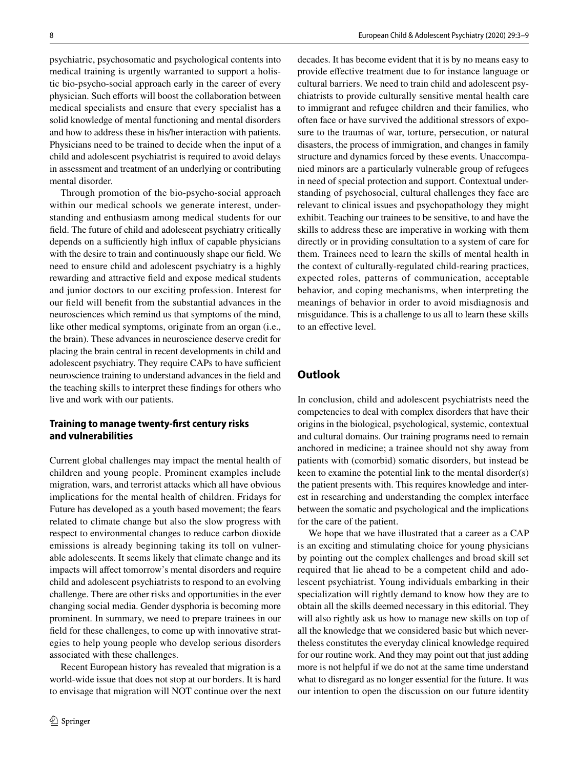psychiatric, psychosomatic and psychological contents into medical training is urgently warranted to support a holistic bio-psycho-social approach early in the career of every physician. Such efforts will boost the collaboration between medical specialists and ensure that every specialist has a solid knowledge of mental functioning and mental disorders and how to address these in his/her interaction with patients. Physicians need to be trained to decide when the input of a child and adolescent psychiatrist is required to avoid delays in assessment and treatment of an underlying or contributing mental disorder.

Through promotion of the bio-psycho-social approach within our medical schools we generate interest, understanding and enthusiasm among medical students for our field. The future of child and adolescent psychiatry critically depends on a sufficiently high influx of capable physicians with the desire to train and continuously shape our field. We need to ensure child and adolescent psychiatry is a highly rewarding and attractive field and expose medical students and junior doctors to our exciting profession. Interest for our field will benefit from the substantial advances in the neurosciences which remind us that symptoms of the mind, like other medical symptoms, originate from an organ (i.e., the brain). These advances in neuroscience deserve credit for placing the brain central in recent developments in child and adolescent psychiatry. They require CAPs to have sufficient neuroscience training to understand advances in the field and the teaching skills to interpret these findings for others who live and work with our patients.

### Training to manage twenty-first century risks and vulnerabilities

Current global challenges may impact the mental health of children and young people. Prominent examples include migration, wars, and terrorist attacks which all have obvious implications for the mental health of children. Fridays for Future has developed as a youth based movement; the fears related to climate change but also the slow progress with respect to environmental changes to reduce carbon dioxide emissions is already beginning taking its toll on vulnerable adolescents. It seems likely that climate change and its impacts will affect tomorrow's mental disorders and require child and adolescent psychiatrists to respond to an evolving challenge. There are other risks and opportunities in the ever changing social media. Gender dysphoria is becoming more prominent. In summary, we need to prepare trainees in our field for these challenges, to come up with innovative strategies to help young people who develop serious disorders associated with these challenges.

Recent European history has revealed that migration is a world-wide issue that does not stop at our borders. It is hard to envisage that migration will NOT continue over the next decades. It has become evident that it is by no means easy to provide effective treatment due to for instance language or cultural barriers. We need to train child and adolescent psychiatrists to provide culturally sensitive mental health care to immigrant and refugee children and their families, who often face or have survived the additional stressors of exposure to the traumas of war, torture, persecution, or natural disasters, the process of immigration, and changes in family structure and dynamics forced by these events. Unaccompanied minors are a particularly vulnerable group of refugees in need of special protection and support. Contextual understanding of psychosocial, cultural challenges they face are relevant to clinical issues and psychopathology they might exhibit. Teaching our trainees to be sensitive, to and have the skills to address these are imperative in working with them directly or in providing consultation to a system of care for them. Trainees need to learn the skills of mental health in the context of culturally-regulated child-rearing practices, expected roles, patterns of communication, acceptable behavior, and coping mechanisms, when interpreting the meanings of behavior in order to avoid misdiagnosis and misguidance. This is a challenge to us all to learn these skills to an effective level.

## Outlook

In conclusion, child and adolescent psychiatrists need the competencies to deal with complex disorders that have their origins in the biological, psychological, systemic, contextual and cultural domains. Our training programs need to remain anchored in medicine; a trainee should not shy away from patients with (comorbid) somatic disorders, but instead be keen to examine the potential link to the mental disorder(s) the patient presents with. This requires knowledge and interest in researching and understanding the complex interface between the somatic and psychological and the implications for the care of the patient.

We hope that we have illustrated that a career as a CAP is an exciting and stimulating choice for young physicians by pointing out the complex challenges and broad skill set required that lie ahead to be a competent child and adolescent psychiatrist. Young individuals embarking in their specialization will rightly demand to know how they are to obtain all the skills deemed necessary in this editorial. They will also rightly ask us how to manage new skills on top of all the knowledge that we considered basic but which nevertheless constitutes the everyday clinical knowledge required for our routine work. And they may point out that just adding more is not helpful if we do not at the same time understand what to disregard as no longer essential for the future. It was our intention to open the discussion on our future identity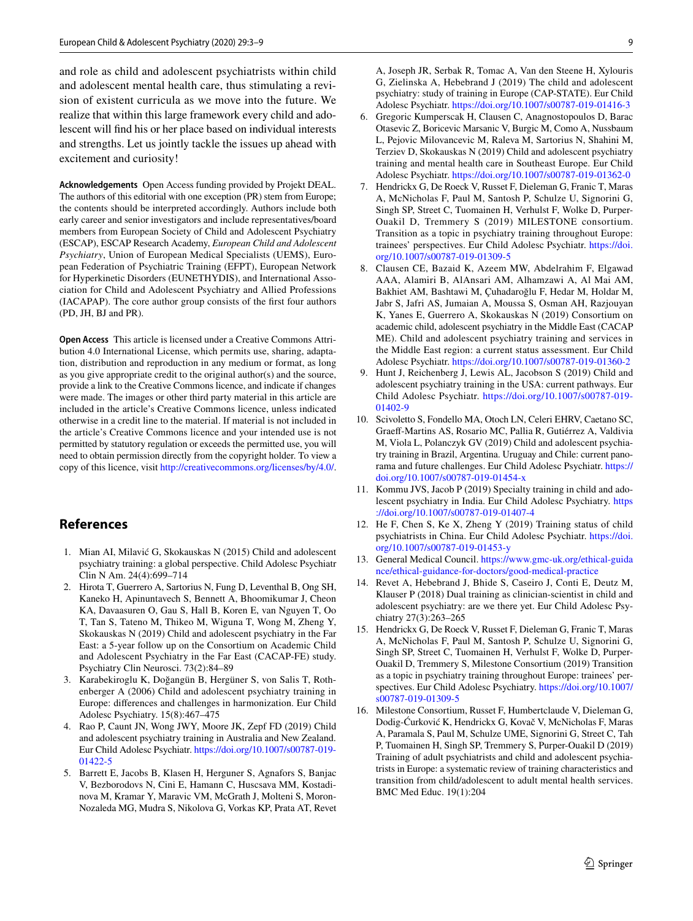and role as child and adolescent psychiatrists within child and adolescent mental health care, thus stimulating a revision of existent curricula as we move into the future. We realize that within this large framework every child and adolescent will find his or her place based on individual interests and strengths. Let us jointly tackle the issues up ahead with excitement and curiosity!

**Acknowledgements** Open Access funding provided by Projekt DEAL. The authors of this editorial with one exception (PR) stem from Europe; the contents should be interpreted accordingly. Authors include both early career and senior investigators and include representatives/board members from European Society of Child and Adolescent Psychiatry (ESCAP), ESCAP Research Academy, *European Child and Adolescent Psychiatry*, Union of European Medical Specialists (UEMS), European Federation of Psychiatric Training (EFPT), European Network for Hyperkinetic Disorders (EUNETHYDIS), and International Association for Child and Adolescent Psychiatry and Allied Professions (IACAPAP). The core author group consists of the first four authors (PD, JH, BJ and PR).

**Open Access** This article is licensed under a Creative Commons Attribution 4.0 International License, which permits use, sharing, adaptation, distribution and reproduction in any medium or format, as long as you give appropriate credit to the original author(s) and the source, provide a link to the Creative Commons licence, and indicate if changes were made. The images or other third party material in this article are included in the article's Creative Commons licence, unless indicated otherwise in a credit line to the material. If material is not included in the article's Creative Commons licence and your intended use is not permitted by statutory regulation or exceeds the permitted use, you will need to obtain permission directly from the copyright holder. To view a copy of this licence, visit http://creativecommons.org/licenses/by/4.0/.

## References

1. Mian AI, Milavić G, Skokauskas N (2015) Child and adolescent psychiatry training: a global perspective. Child Adolesc Psychiatr Clin N Am. 24(4):699–714
2. Hirota T, Guerrero A, Sartorius N, Fung D, Leventhal B, Ong SH, Kaneko H, Apinuntavech S, Bennett A, Bhoomikumar J, Cheon KA, Davaasuren O, Gau S, Hall B, Koren E, van Nguyen T, Oo T, Tan S, Tateno M, Thikeo M, Wiguna T, Wong M, Zheng Y, Skokauskas N (2019) Child and adolescent psychiatry in the Far East: a 5-year follow up on the Consortium on Academic Child and Adolescent Psychiatry in the Far East (CACAP-FE) study. Psychiatry Clin Neurosci. 73(2):84–89
3. Karabekiroglu K, Doğangün B, Hergüner S, von Salis T, Rothenberger A (2006) Child and adolescent psychiatry training in Europe: differences and challenges in harmonization. Eur Child Adolesc Psychiatry. 15(8):467–475
4. Rao P, Caunt JN, Wong JWY, Moore JK, Zepf FD (2019) Child and adolescent psychiatry training in Australia and New Zealand. Eur Child Adolesc Psychiatr. https://doi.org/10.1007/s00787-019-01422-5
5. Barrett E, Jacobs B, Klasen H, Herguner S, Agnafors S, Banjac V, Bezborodovs N, Cini E, Hamann C, Huscsava MM, Kostadinova M, Kramar Y, Maravic VM, McGrath J, Molteni S, Moron-Nozaleda MG, Mudra S, Nikolova G, Vorkas KP, Prata AT, Revet A, Joseph JR, Serbak R, Tomac A, Van den Steene H, Xylouris G, Zielinska A, Hebebrand J (2019) The child and adolescent psychiatry: study of training in Europe (CAP-STATE). Eur Child Adolesc Psychiatr. https://doi.org/10.1007/s00787-019-01416-3
6. Gregoric Kumperscak H, Clausen C, Anagnostopoulos D, Barac Otasevic Z, Boricevic Marsanic V, Burgic M, Como A, Nussbaum L, Pejovic Milovancevic M, Raleva M, Sartorius N, Shahini M, Terziev D, Skokauskas N (2019) Child and adolescent psychiatry training and mental health care in Southeast Europe. Eur Child Adolesc Psychiatr. https://doi.org/10.1007/s00787-019-01362-0
7. Hendrickx G, De Roeck V, Russet F, Dieleman G, Franic T, Maras A, McNicholas F, Paul M, Santosh P, Schulze U, Signorini G, Singh SP, Street C, Tuomainen H, Verhulst F, Wolke D, Purper-Ouakil D, Tremmery S (2019) MILESTONE consortium. Transition as a topic in psychiatry training throughout Europe: trainees' perspectives. Eur Child Adolesc Psychiatr. https://doi.org/10.1007/s00787-019-01309-5
8. Clausen CE, Bazaid K, Azeem MW, Abdelrahim F, Elgawad AAA, Alamiri B, AlAnsari AM, Alhamzawi A, Al Mai AM, Bakhiet AM, Bashtawi M, Çuhadaroğlu F, Hedar M, Holdar M, Jabr S, Jafri AS, Jumaian A, Moussa S, Osman AH, Razjouyan K, Yanes E, Guerrero A, Skokauskas N (2019) Consortium on academic child, adolescent psychiatry in the Middle East (CACAP ME). Child and adolescent psychiatry training and services in the Middle East region: a current status assessment. Eur Child Adolesc Psychiatr. https://doi.org/10.1007/s00787-019-01360-2
9. Hunt J, Reichenberg J, Lewis AL, Jacobson S (2019) Child and adolescent psychiatry training in the USA: current pathways. Eur Child Adolesc Psychiatr. https://doi.org/10.1007/s00787-019-01402-9
10. Scivoletto S, Fondello MA, Otoch LN, Celeri EHRV, Caetano SC, Graeff-Martins AS, Rosario MC, Pallia R, Gutiérrez A, Valdivia M, Viola L, Polanczyk GV (2019) Child and adolescent psychiatry training in Brazil, Argentina. Uruguay and Chile: current panorama and future challenges. Eur Child Adolesc Psychiatr. https://doi.org/10.1007/s00787-019-01454-x
11. Kommu JVS, Jacob P (2019) Specialty training in child and adolescent psychiatry in India. Eur Child Adolesc Psychiatry. https://doi.org/10.1007/s00787-019-01407-4
12. He F, Chen S, Ke X, Zheng Y (2019) Training status of child psychiatrists in China. Eur Child Adolesc Psychiatr. https://doi.org/10.1007/s00787-019-01453-y
13. General Medical Council. https://www.gmc-uk.org/ethical-guidance/ethical-guidance-for-doctors/good-medical-practice
14. Revet A, Hebebrand J, Bhide S, Caseiro J, Conti E, Deutz M, Klauser P (2018) Dual training as clinician-scientist in child and adolescent psychiatry: are we there yet. Eur Child Adolesc Psychiatry 27(3):263–265
15. Hendrickx G, De Roeck V, Russet F, Dieleman G, Franic T, Maras A, McNicholas F, Paul M, Santosh P, Schulze U, Signorini G, Singh SP, Street C, Tuomainen H, Verhulst F, Wolke D, Purper-Ouakil D, Tremmery S, Milestone Consortium (2019) Transition as a topic in psychiatry training throughout Europe: trainees' perspectives. Eur Child Adolesc Psychiatry. https://doi.org/10.1007/s00787-019-01309-5
16. Milestone Consortium, Russet F, Humbertclaude V, Dieleman G, Dodig-Ćurković K, Hendrickx G, Kovač V, McNicholas F, Maras A, Paramala S, Paul M, Schulze UME, Signorini G, Street C, Tah P, Tuomainen H, Singh SP, Tremmery S, Purper-Ouakil D (2019) Training of adult psychiatrists and child and adolescent psychiatrists in Europe: a systematic review of training characteristics and transition from child/adolescent to adult mental health services. BMC Med Educ. 19(1):204